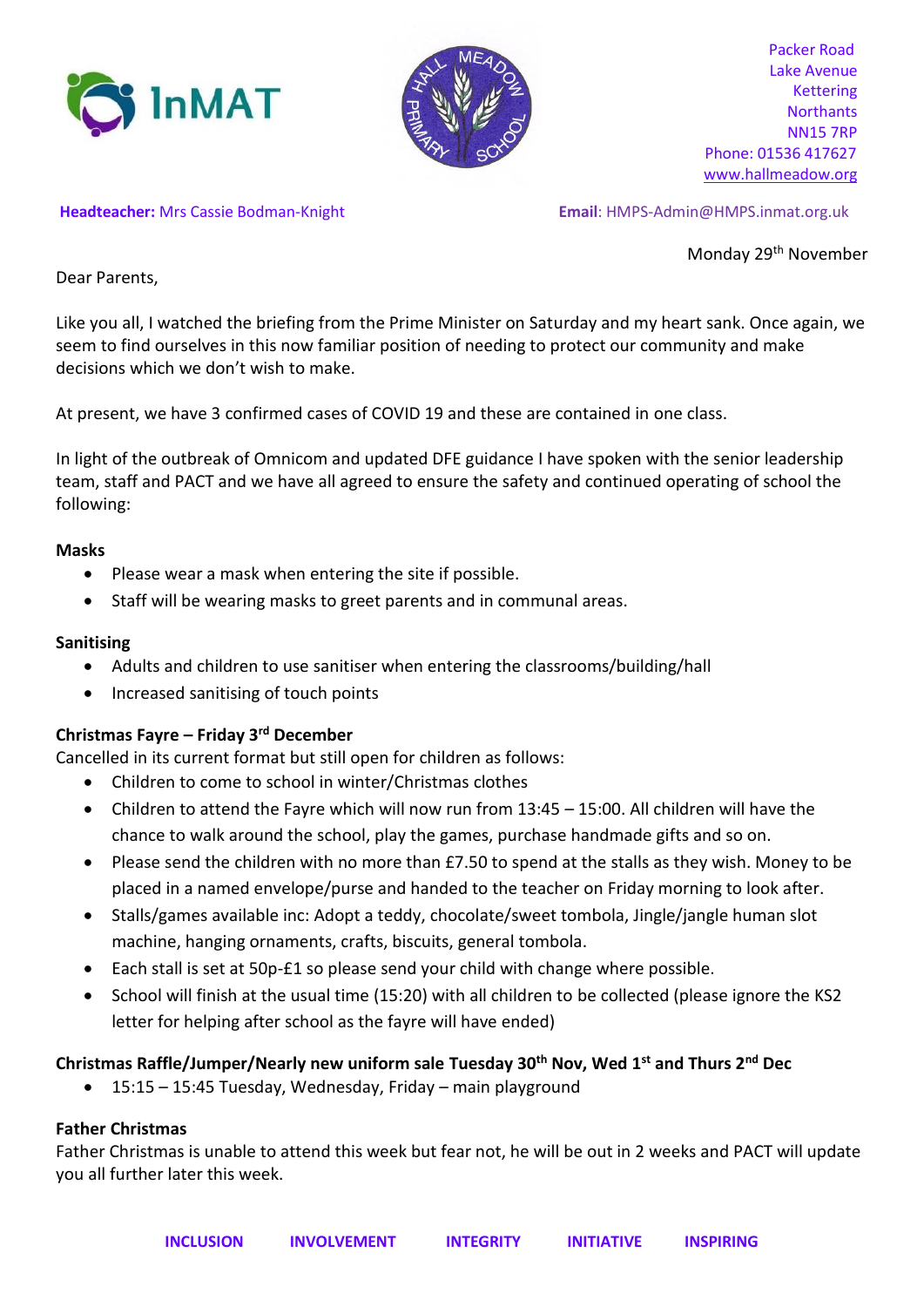InMAT

Packer Road
Lake Avenue
Kettering
Northants
NN15 7RP
Phone: 01536 417627
www.hallmeadow.org

**Headteacher:** Mrs Cassie Bodman-Knight

**Email**: HMPS-Admin@HMPS.inmat.org.uk

Monday 29th November

Dear Parents,

Like you all, I watched the briefing from the Prime Minister on Saturday and my heart sank. Once again, we seem to find ourselves in this now familiar position of needing to protect our community and make decisions which we don't wish to make.

At present, we have 3 confirmed cases of COVID 19 and these are contained in one class.

In light of the outbreak of Omnicom and updated DFE guidance I have spoken with the senior leadership team, staff and PACT and we have all agreed to ensure the safety and continued operating of school the following:

**Masks**

- Please wear a mask when entering the site if possible.
- Staff will be wearing masks to greet parents and in communal areas.

**Sanitising**

- Adults and children to use sanitiser when entering the classrooms/building/hall
- Increased sanitising of touch points

**Christmas Fayre – Friday 3rd December**

Cancelled in its current format but still open for children as follows:

- Children to come to school in winter/Christmas clothes
- Children to attend the Fayre which will now run from 13:45 – 15:00. All children will have the chance to walk around the school, play the games, purchase handmade gifts and so on.
- Please send the children with no more than £7.50 to spend at the stalls as they wish. Money to be placed in a named envelope/purse and handed to the teacher on Friday morning to look after.
- Stalls/games available inc: Adopt a teddy, chocolate/sweet tombola, Jingle/jangle human slot machine, hanging ornaments, crafts, biscuits, general tombola.
- Each stall is set at 50p-£1 so please send your child with change where possible.
- School will finish at the usual time (15:20) with all children to be collected (please ignore the KS2 letter for helping after school as the fayre will have ended)

**Christmas Raffle/Jumper/Nearly new uniform sale Tuesday 30th Nov, Wed 1st and Thurs 2nd Dec**

- 15:15 – 15:45 Tuesday, Wednesday, Friday – main playground

**Father Christmas**

Father Christmas is unable to attend this week but fear not, he will be out in 2 weeks and PACT will update you all further later this week.

INCLUSION   INVOLVEMENT   INTEGRITY   INITIATIVE   INSPIRING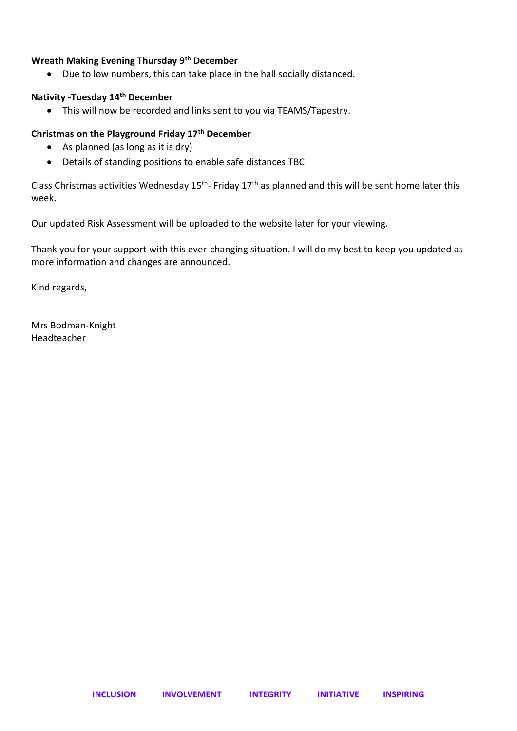**Wreath Making Evening Thursday 9th December**

- Due to low numbers, this can take place in the hall socially distanced.

**Nativity -Tuesday 14th December**

- This will now be recorded and links sent to you via TEAMS/Tapestry.

**Christmas on the Playground Friday 17th December**

- As planned (as long as it is dry)
- Details of standing positions to enable safe distances TBC

Class Christmas activities Wednesday 15th- Friday 17th as planned and this will be sent home later this week.

Our updated Risk Assessment will be uploaded to the website later for your viewing.

Thank you for your support with this ever-changing situation. I will do my best to keep you updated as more information and changes are announced.

Kind regards,

Mrs Bodman-Knight
Headteacher

**INCLUSION** **INVOLVEMENT** **INTEGRITY** **INITIATIVE** **INSPIRING**